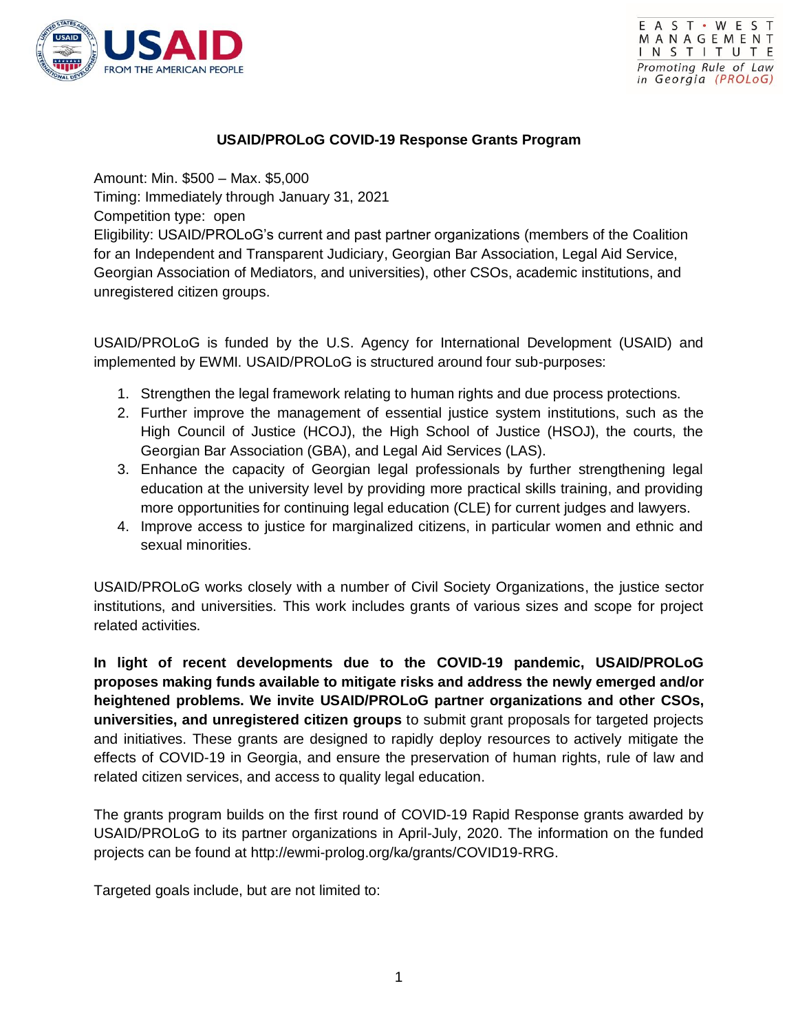# USAID/PROLoG COVID-19 Response Grants Program

Amount: Min. $500 – Max. $5,000
Timing: Immediately through January 31, 2021
Competition type: open
Eligibility: USAID/PROLoG's current and past partner organizations (members of the Coalition for an Independent and Transparent Judiciary, Georgian Bar Association, Legal Aid Service, Georgian Association of Mediators, and universities), other CSOs, academic institutions, and unregistered citizen groups.

USAID/PROLoG is funded by the U.S. Agency for International Development (USAID) and implemented by EWMI. USAID/PROLoG is structured around four sub-purposes:

1. Strengthen the legal framework relating to human rights and due process protections.
2. Further improve the management of essential justice system institutions, such as the High Council of Justice (HCOJ), the High School of Justice (HSOJ), the courts, the Georgian Bar Association (GBA), and Legal Aid Services (LAS).
3. Enhance the capacity of Georgian legal professionals by further strengthening legal education at the university level by providing more practical skills training, and providing more opportunities for continuing legal education (CLE) for current judges and lawyers.
4. Improve access to justice for marginalized citizens, in particular women and ethnic and sexual minorities.

USAID/PROLoG works closely with a number of Civil Society Organizations, the justice sector institutions, and universities. This work includes grants of various sizes and scope for project related activities.

**In light of recent developments due to the COVID-19 pandemic, USAID/PROLoG proposes making funds available to mitigate risks and address the newly emerged and/or heightened problems. We invite USAID/PROLoG partner organizations and other CSOs, universities, and unregistered citizen groups** to submit grant proposals for targeted projects and initiatives. These grants are designed to rapidly deploy resources to actively mitigate the effects of COVID-19 in Georgia, and ensure the preservation of human rights, rule of law and related citizen services, and access to quality legal education.

The grants program builds on the first round of COVID-19 Rapid Response grants awarded by USAID/PROLoG to its partner organizations in April-July, 2020. The information on the funded projects can be found at http://ewmi-prolog.org/ka/grants/COVID19-RRG.

Targeted goals include, but are not limited to: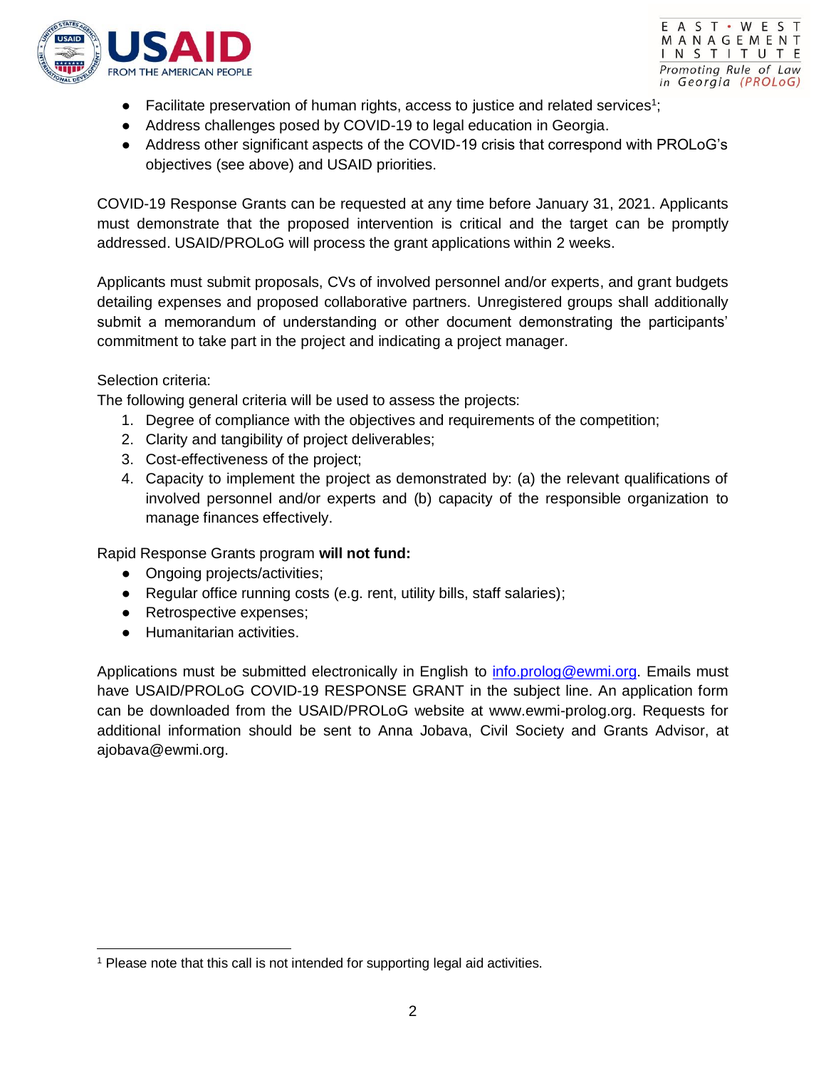- Facilitate preservation of human rights, access to justice and related services[1];
- Address challenges posed by COVID-19 to legal education in Georgia.
- Address other significant aspects of the COVID-19 crisis that correspond with PROLoG's objectives (see above) and USAID priorities.

COVID-19 Response Grants can be requested at any time before January 31, 2021. Applicants must demonstrate that the proposed intervention is critical and the target can be promptly addressed. USAID/PROLoG will process the grant applications within 2 weeks.

Applicants must submit proposals, CVs of involved personnel and/or experts, and grant budgets detailing expenses and proposed collaborative partners. Unregistered groups shall additionally submit a memorandum of understanding or other document demonstrating the participants' commitment to take part in the project and indicating a project manager.

Selection criteria:
The following general criteria will be used to assess the projects:

1. Degree of compliance with the objectives and requirements of the competition;
2. Clarity and tangibility of project deliverables;
3. Cost-effectiveness of the project;
4. Capacity to implement the project as demonstrated by: (a) the relevant qualifications of involved personnel and/or experts and (b) capacity of the responsible organization to manage finances effectively.

Rapid Response Grants program **will not fund:**

- Ongoing projects/activities;
- Regular office running costs (e.g. rent, utility bills, staff salaries);
- Retrospective expenses;
- Humanitarian activities.

Applications must be submitted electronically in English to info.prolog@ewmi.org. Emails must have USAID/PROLoG COVID-19 RESPONSE GRANT in the subject line. An application form can be downloaded from the USAID/PROLoG website at www.ewmi-prolog.org. Requests for additional information should be sent to Anna Jobava, Civil Society and Grants Advisor, at ajobava@ewmi.org.

[1] Please note that this call is not intended for supporting legal aid activities.